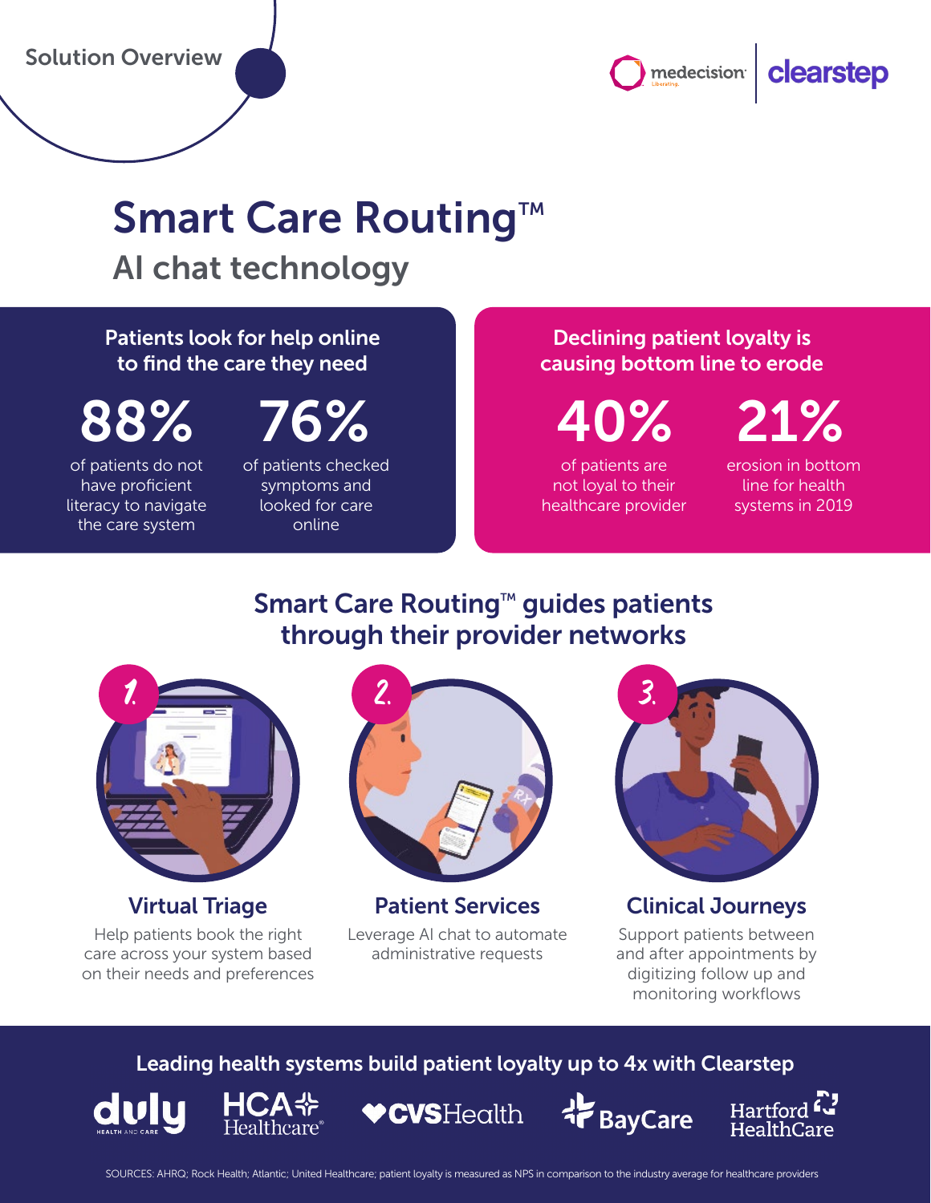Solution Overview

medecision | clearstep

# Smart Care Routing™

## AI chat technology

### Patients look for help online to find the care they need

**88%**
of patients do not have proficient literacy to navigate the care system

**76%**
of patients checked symptoms and looked for care online

### Declining patient loyalty is causing bottom line to erode

**40%**
of patients are not loyal to their healthcare provider

**21%**
erosion in bottom line for health systems in 2019

## Smart Care Routing™ guides patients through their provider networks

### 1. Virtual Triage

Help patients book the right care across your system based on their needs and preferences

### 2. Patient Services

Leverage AI chat to automate administrative requests

### 3. Clinical Journeys

Support patients between and after appointments by digitizing follow up and monitoring workflows

### Leading health systems build patient loyalty up to 4x with Clearstep

duly Health and Care | HCA Healthcare | CVS Health | BayCare | Hartford HealthCare

SOURCES: AHRQ; Rock Health; Atlantic; United Healthcare; patient loyalty is measured as NPS in comparison to the industry average for healthcare providers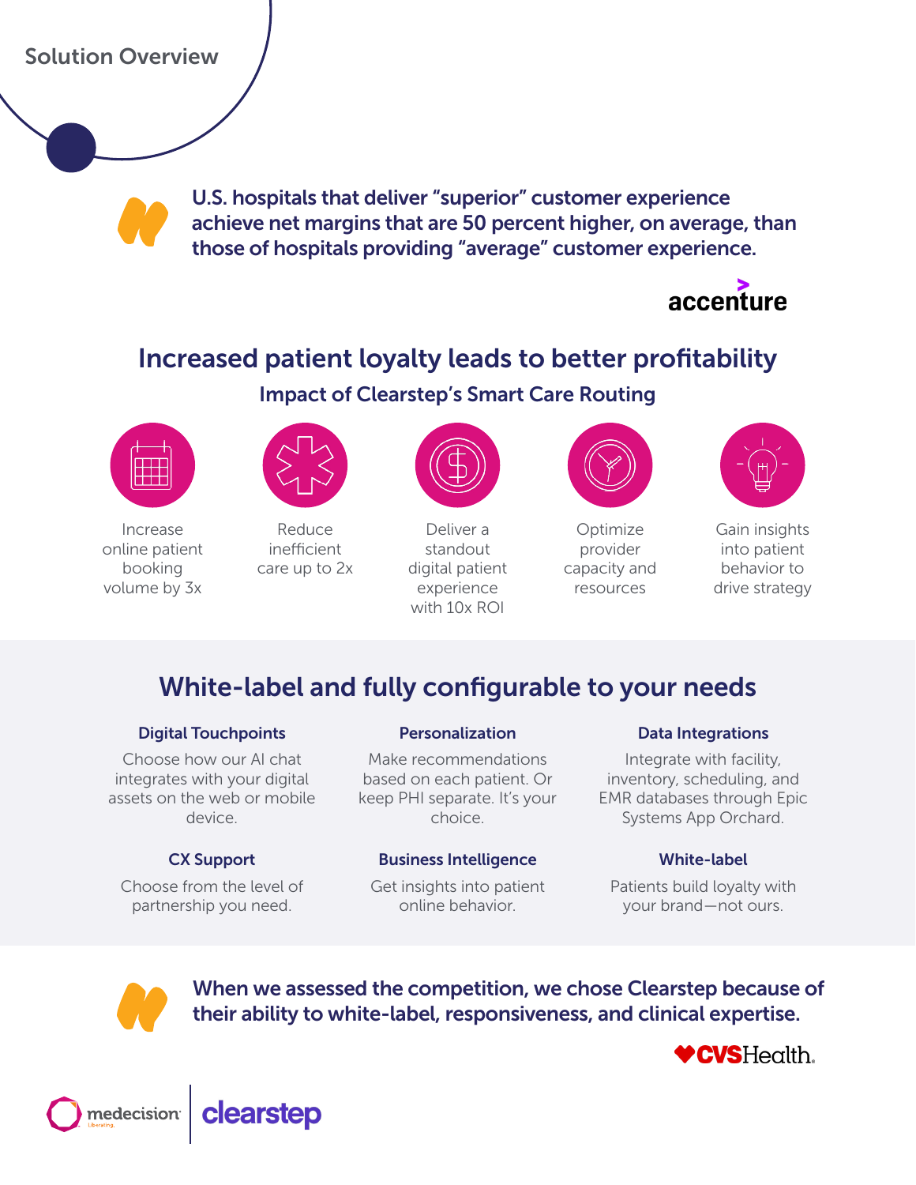## Solution Overview

> **U.S. hospitals that deliver "superior" customer experience achieve net margins that are 50 percent higher, on average, than those of hospitals providing "average" customer experience.**
>
> accenture

## Increased patient loyalty leads to better profitability

### Impact of Clearstep's Smart Care Routing

- Increase online patient booking volume by 3x
- Reduce inefficient care up to 2x
- Deliver a standout digital patient experience with 10x ROI
- Optimize provider capacity and resources
- Gain insights into patient behavior to drive strategy

## White-label and fully configurable to your needs

**Digital Touchpoints**

Choose how our AI chat integrates with your digital assets on the web or mobile device.

**Personalization**

Make recommendations based on each patient. Or keep PHI separate. It's your choice.

**Data Integrations**

Integrate with facility, inventory, scheduling, and EMR databases through Epic Systems App Orchard.

**CX Support**

Choose from the level of partnership you need.

**Business Intelligence**

Get insights into patient online behavior.

**White-label**

Patients build loyalty with your brand—not ours.

> **When we assessed the competition, we chose Clearstep because of their ability to white-label, responsiveness, and clinical expertise.**
>
> CVSHealth.

medecision | clearstep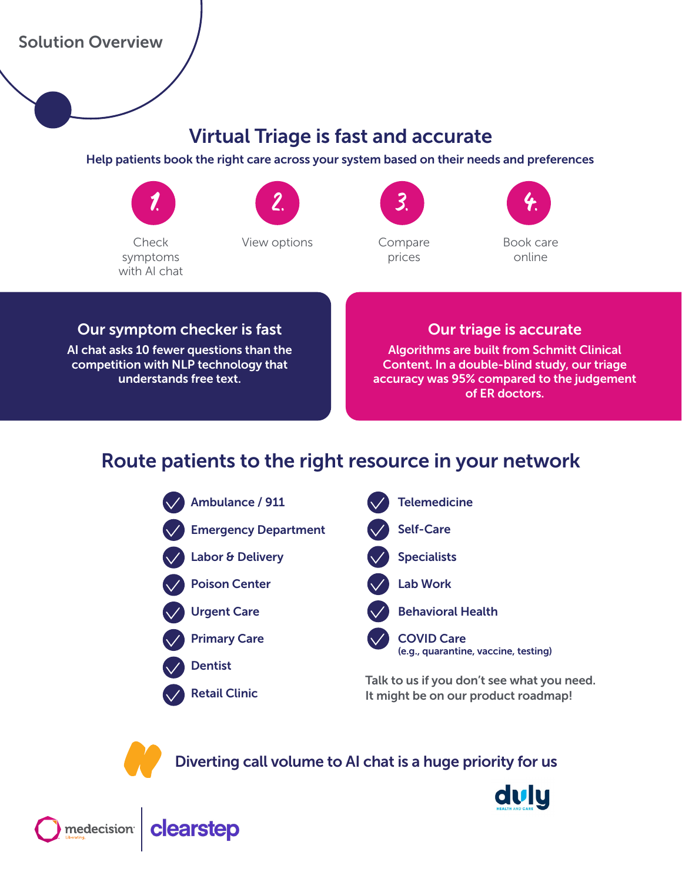Solution Overview

# Virtual Triage is fast and accurate

**Help patients book the right care across your system based on their needs and preferences**

1. Check symptoms with AI chat
2. View options
3. Compare prices
4. Book care online

## Our symptom checker is fast

**AI chat asks 10 fewer questions than the competition with NLP technology that understands free text.**

## Our triage is accurate

**Algorithms are built from Schmitt Clinical Content. In a double-blind study, our triage accuracy was 95% compared to the judgement of ER doctors.**

# Route patients to the right resource in your network

- Ambulance / 911
- Emergency Department
- Labor & Delivery
- Poison Center
- Urgent Care
- Primary Care
- Dentist
- Retail Clinic
- Telemedicine
- Self-Care
- Specialists
- Lab Work
- Behavioral Health
- COVID Care (e.g., quarantine, vaccine, testing)

Talk to us if you don't see what you need. It might be on our product roadmap!

> Diverting call volume to AI chat is a huge priority for us

duly HEALTH AND CARE

medecision | clearstep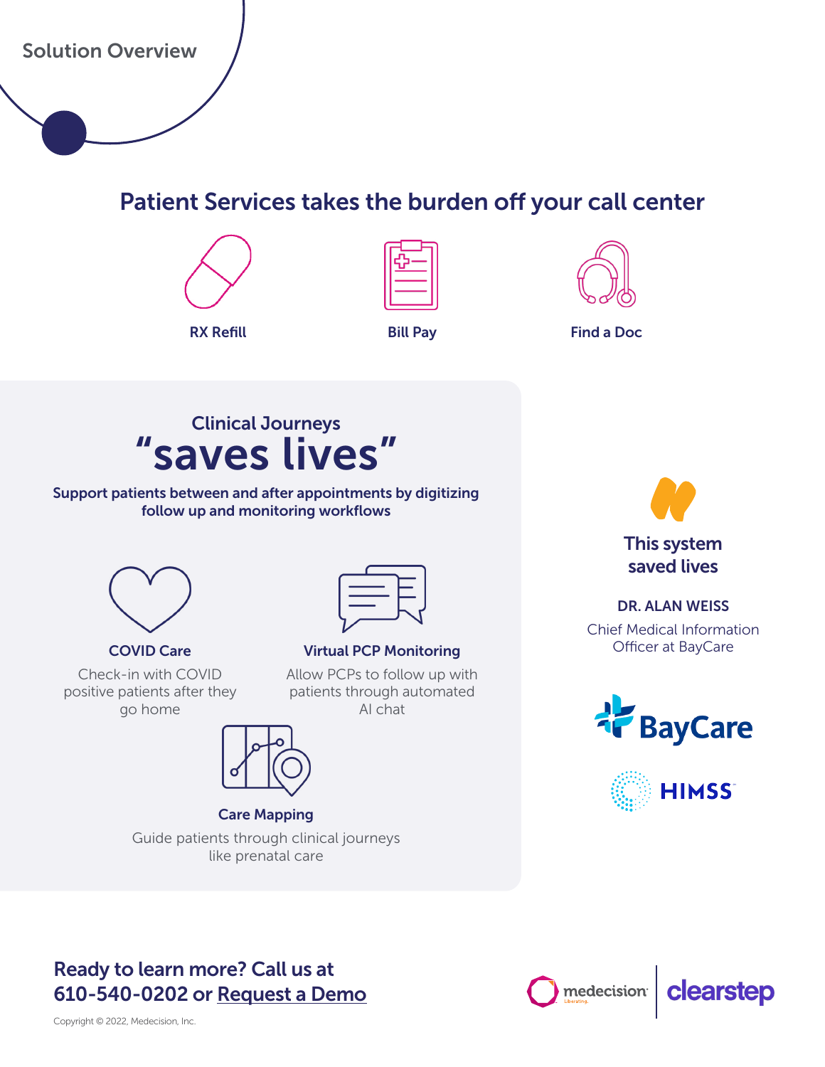Solution Overview

## Patient Services takes the burden off your call center

**RX Refill**

**Bill Pay**

**Find a Doc**

### Clinical Journeys

# “saves lives”

**Support patients between and after appointments by digitizing follow up and monitoring workflows**

**COVID Care**

Check-in with COVID positive patients after they go home

**Virtual PCP Monitoring**

Allow PCPs to follow up with patients through automated AI chat

**Care Mapping**

Guide patients through clinical journeys like prenatal care

**This system saved lives**

**DR. ALAN WEISS**

Chief Medical Information Officer at BayCare

BayCare

HIMSS

**Ready to learn more? Call us at 610-540-0202 or Request a Demo**

medecision | clearstep

Copyright © 2022, Medecision, Inc.